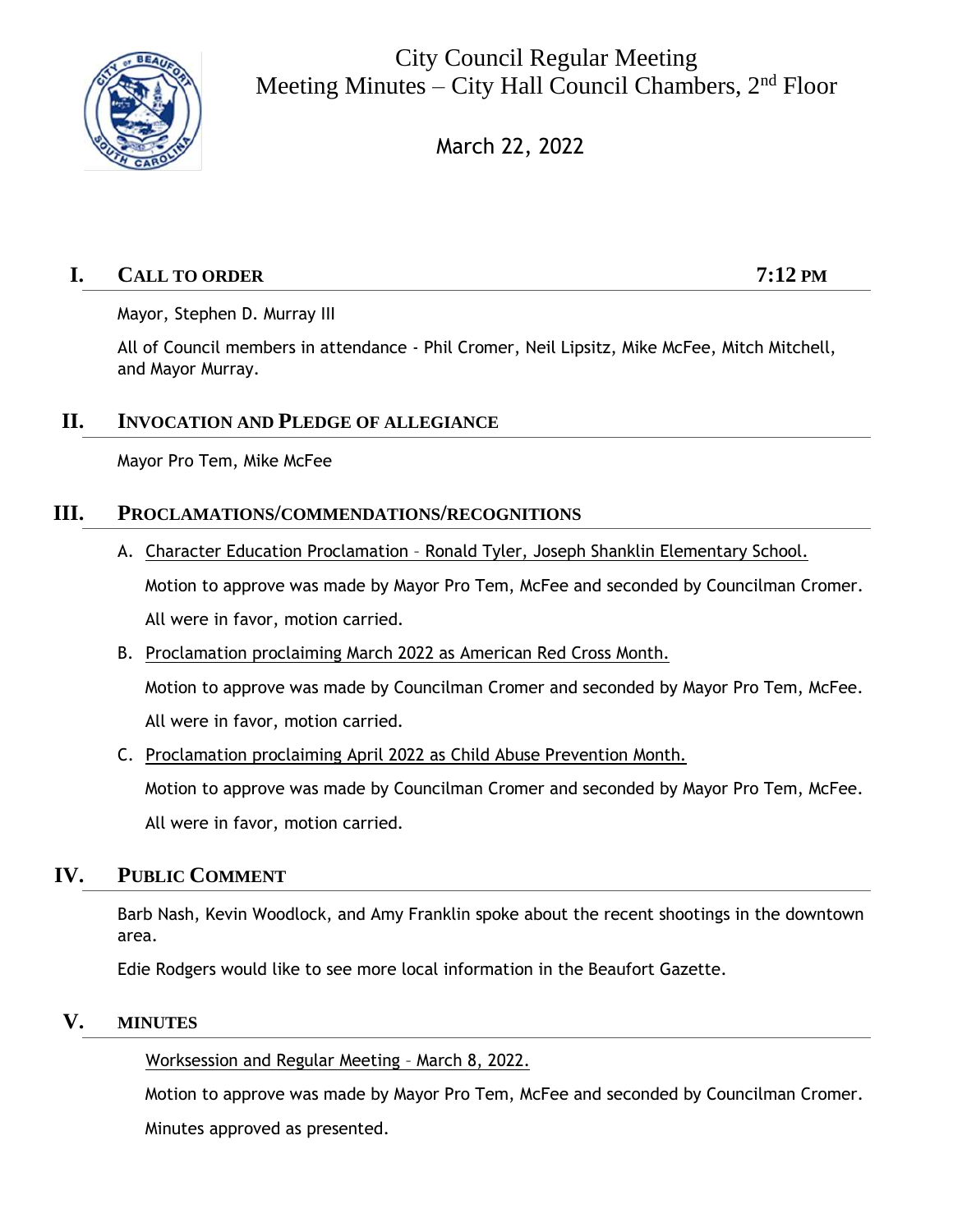# City Council Regular Meeting
## Meeting Minutes – City Hall Council Chambers, 2nd Floor

March 22, 2022

## I. CALL TO ORDER — 7:12 PM

Mayor, Stephen D. Murray III

All of Council members in attendance - Phil Cromer, Neil Lipsitz, Mike McFee, Mitch Mitchell, and Mayor Murray.

## II. INVOCATION AND PLEDGE OF ALLEGIANCE

Mayor Pro Tem, Mike McFee

## III. PROCLAMATIONS/COMMENDATIONS/RECOGNITIONS

A. Character Education Proclamation – Ronald Tyler, Joseph Shanklin Elementary School.

   Motion to approve was made by Mayor Pro Tem, McFee and seconded by Councilman Cromer.

   All were in favor, motion carried.

B. Proclamation proclaiming March 2022 as American Red Cross Month.

   Motion to approve was made by Councilman Cromer and seconded by Mayor Pro Tem, McFee.

   All were in favor, motion carried.

C. Proclamation proclaiming April 2022 as Child Abuse Prevention Month.

   Motion to approve was made by Councilman Cromer and seconded by Mayor Pro Tem, McFee.

   All were in favor, motion carried.

## IV. PUBLIC COMMENT

Barb Nash, Kevin Woodlock, and Amy Franklin spoke about the recent shootings in the downtown area.

Edie Rodgers would like to see more local information in the Beaufort Gazette.

## V. MINUTES

Worksession and Regular Meeting – March 8, 2022.

Motion to approve was made by Mayor Pro Tem, McFee and seconded by Councilman Cromer.

Minutes approved as presented.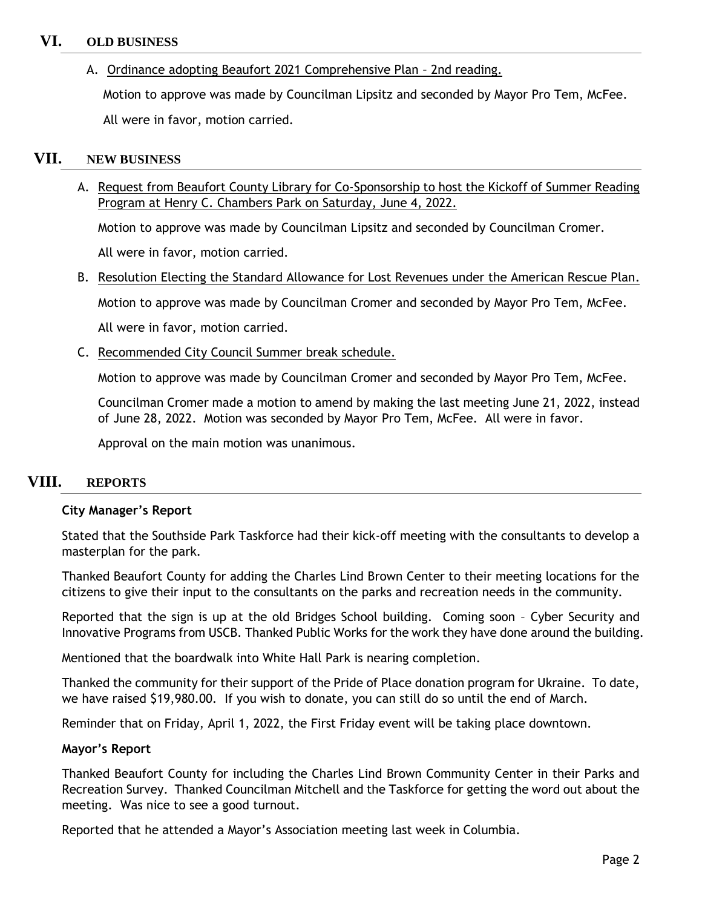## VI. OLD BUSINESS

A. Ordinance adopting Beaufort 2021 Comprehensive Plan – 2nd reading.

Motion to approve was made by Councilman Lipsitz and seconded by Mayor Pro Tem, McFee.

All were in favor, motion carried.

## VII. NEW BUSINESS

A. Request from Beaufort County Library for Co-Sponsorship to host the Kickoff of Summer Reading Program at Henry C. Chambers Park on Saturday, June 4, 2022.

Motion to approve was made by Councilman Lipsitz and seconded by Councilman Cromer.

All were in favor, motion carried.

B. Resolution Electing the Standard Allowance for Lost Revenues under the American Rescue Plan.

Motion to approve was made by Councilman Cromer and seconded by Mayor Pro Tem, McFee.

All were in favor, motion carried.

C. Recommended City Council Summer break schedule.

Motion to approve was made by Councilman Cromer and seconded by Mayor Pro Tem, McFee.

Councilman Cromer made a motion to amend by making the last meeting June 21, 2022, instead of June 28, 2022. Motion was seconded by Mayor Pro Tem, McFee. All were in favor.

Approval on the main motion was unanimous.

## VIII. REPORTS

**City Manager's Report**

Stated that the Southside Park Taskforce had their kick-off meeting with the consultants to develop a masterplan for the park.

Thanked Beaufort County for adding the Charles Lind Brown Center to their meeting locations for the citizens to give their input to the consultants on the parks and recreation needs in the community.

Reported that the sign is up at the old Bridges School building. Coming soon – Cyber Security and Innovative Programs from USCB. Thanked Public Works for the work they have done around the building.

Mentioned that the boardwalk into White Hall Park is nearing completion.

Thanked the community for their support of the Pride of Place donation program for Ukraine. To date, we have raised $19,980.00. If you wish to donate, you can still do so until the end of March.

Reminder that on Friday, April 1, 2022, the First Friday event will be taking place downtown.

**Mayor's Report**

Thanked Beaufort County for including the Charles Lind Brown Community Center in their Parks and Recreation Survey. Thanked Councilman Mitchell and the Taskforce for getting the word out about the meeting. Was nice to see a good turnout.

Reported that he attended a Mayor's Association meeting last week in Columbia.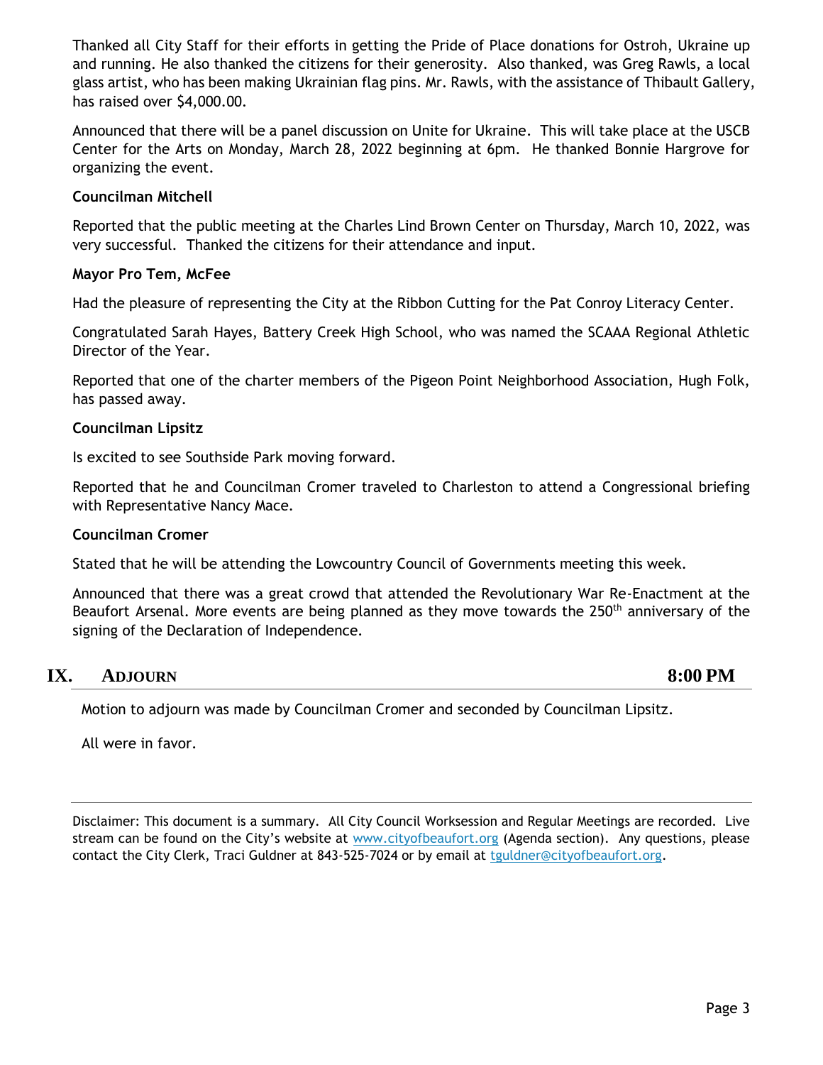Thanked all City Staff for their efforts in getting the Pride of Place donations for Ostroh, Ukraine up and running. He also thanked the citizens for their generosity. Also thanked, was Greg Rawls, a local glass artist, who has been making Ukrainian flag pins. Mr. Rawls, with the assistance of Thibault Gallery, has raised over $4,000.00.

Announced that there will be a panel discussion on Unite for Ukraine. This will take place at the USCB Center for the Arts on Monday, March 28, 2022 beginning at 6pm. He thanked Bonnie Hargrove for organizing the event.

**Councilman Mitchell**

Reported that the public meeting at the Charles Lind Brown Center on Thursday, March 10, 2022, was very successful. Thanked the citizens for their attendance and input.

**Mayor Pro Tem, McFee**

Had the pleasure of representing the City at the Ribbon Cutting for the Pat Conroy Literacy Center.

Congratulated Sarah Hayes, Battery Creek High School, who was named the SCAAA Regional Athletic Director of the Year.

Reported that one of the charter members of the Pigeon Point Neighborhood Association, Hugh Folk, has passed away.

**Councilman Lipsitz**

Is excited to see Southside Park moving forward.

Reported that he and Councilman Cromer traveled to Charleston to attend a Congressional briefing with Representative Nancy Mace.

**Councilman Cromer**

Stated that he will be attending the Lowcountry Council of Governments meeting this week.

Announced that there was a great crowd that attended the Revolutionary War Re-Enactment at the Beaufort Arsenal. More events are being planned as they move towards the 250th anniversary of the signing of the Declaration of Independence.

## IX. ADJOURN 8:00 PM

Motion to adjourn was made by Councilman Cromer and seconded by Councilman Lipsitz.

All were in favor.

---

Disclaimer: This document is a summary. All City Council Worksession and Regular Meetings are recorded. Live stream can be found on the City's website at www.cityofbeaufort.org (Agenda section). Any questions, please contact the City Clerk, Traci Guldner at 843-525-7024 or by email at tguldner@cityofbeaufort.org.